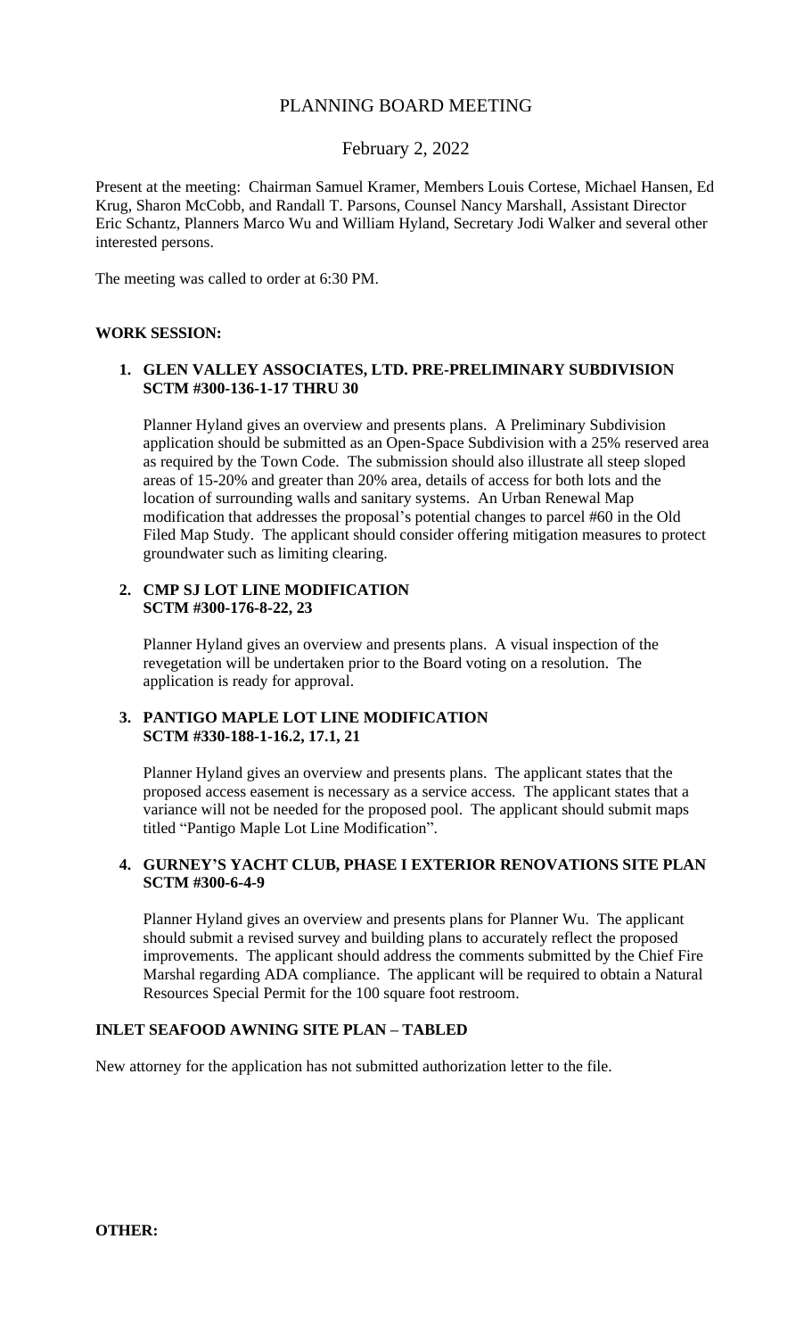# PLANNING BOARD MEETING

## February 2, 2022

Present at the meeting: Chairman Samuel Kramer, Members Louis Cortese, Michael Hansen, Ed Krug, Sharon McCobb, and Randall T. Parsons, Counsel Nancy Marshall, Assistant Director Eric Schantz, Planners Marco Wu and William Hyland, Secretary Jodi Walker and several other interested persons.

The meeting was called to order at 6:30 PM.

**WORK SESSION:**

1. **GLEN VALLEY ASSOCIATES, LTD. PRE-PRELIMINARY SUBDIVISION SCTM #300-136-1-17 THRU 30**

   Planner Hyland gives an overview and presents plans. A Preliminary Subdivision application should be submitted as an Open-Space Subdivision with a 25% reserved area as required by the Town Code. The submission should also illustrate all steep sloped areas of 15-20% and greater than 20% area, details of access for both lots and the location of surrounding walls and sanitary systems. An Urban Renewal Map modification that addresses the proposal's potential changes to parcel #60 in the Old Filed Map Study. The applicant should consider offering mitigation measures to protect groundwater such as limiting clearing.

2. **CMP SJ LOT LINE MODIFICATION SCTM #300-176-8-22, 23**

   Planner Hyland gives an overview and presents plans. A visual inspection of the revegetation will be undertaken prior to the Board voting on a resolution. The application is ready for approval.

3. **PANTIGO MAPLE LOT LINE MODIFICATION SCTM #330-188-1-16.2, 17.1, 21**

   Planner Hyland gives an overview and presents plans. The applicant states that the proposed access easement is necessary as a service access. The applicant states that a variance will not be needed for the proposed pool. The applicant should submit maps titled "Pantigo Maple Lot Line Modification".

4. **GURNEY'S YACHT CLUB, PHASE I EXTERIOR RENOVATIONS SITE PLAN SCTM #300-6-4-9**

   Planner Hyland gives an overview and presents plans for Planner Wu. The applicant should submit a revised survey and building plans to accurately reflect the proposed improvements. The applicant should address the comments submitted by the Chief Fire Marshal regarding ADA compliance. The applicant will be required to obtain a Natural Resources Special Permit for the 100 square foot restroom.

**INLET SEAFOOD AWNING SITE PLAN – TABLED**

New attorney for the application has not submitted authorization letter to the file.

**OTHER:**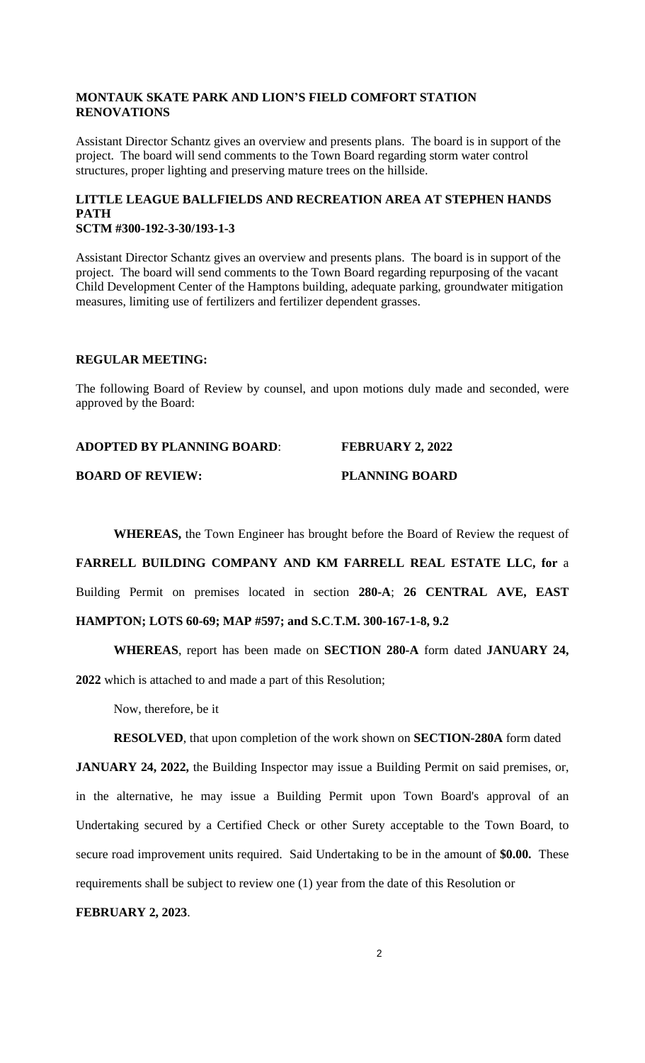**MONTAUK SKATE PARK AND LION'S FIELD COMFORT STATION RENOVATIONS**

Assistant Director Schantz gives an overview and presents plans. The board is in support of the project. The board will send comments to the Town Board regarding storm water control structures, proper lighting and preserving mature trees on the hillside.

**LITTLE LEAGUE BALLFIELDS AND RECREATION AREA AT STEPHEN HANDS PATH**
**SCTM #300-192-3-30/193-1-3**

Assistant Director Schantz gives an overview and presents plans. The board is in support of the project. The board will send comments to the Town Board regarding repurposing of the vacant Child Development Center of the Hamptons building, adequate parking, groundwater mitigation measures, limiting use of fertilizers and fertilizer dependent grasses.

**REGULAR MEETING:**

The following Board of Review by counsel, and upon motions duly made and seconded, were approved by the Board:

**ADOPTED BY PLANNING BOARD**: **FEBRUARY 2, 2022**

**BOARD OF REVIEW:** **PLANNING BOARD**

**WHEREAS,** the Town Engineer has brought before the Board of Review the request of **FARRELL BUILDING COMPANY AND KM FARRELL REAL ESTATE LLC, for** a Building Permit on premises located in section **280-A**; **26 CENTRAL AVE, EAST HAMPTON; LOTS 60-69; MAP #597; and S.C.T.M. 300-167-1-8, 9.2**

**WHEREAS**, report has been made on **SECTION 280-A** form dated **JANUARY 24, 2022** which is attached to and made a part of this Resolution;

Now, therefore, be it

**RESOLVED**, that upon completion of the work shown on **SECTION-280A** form dated **JANUARY 24, 2022,** the Building Inspector may issue a Building Permit on said premises, or, in the alternative, he may issue a Building Permit upon Town Board's approval of an Undertaking secured by a Certified Check or other Surety acceptable to the Town Board, to secure road improvement units required. Said Undertaking to be in the amount of **$0.00.** These requirements shall be subject to review one (1) year from the date of this Resolution or **FEBRUARY 2, 2023**.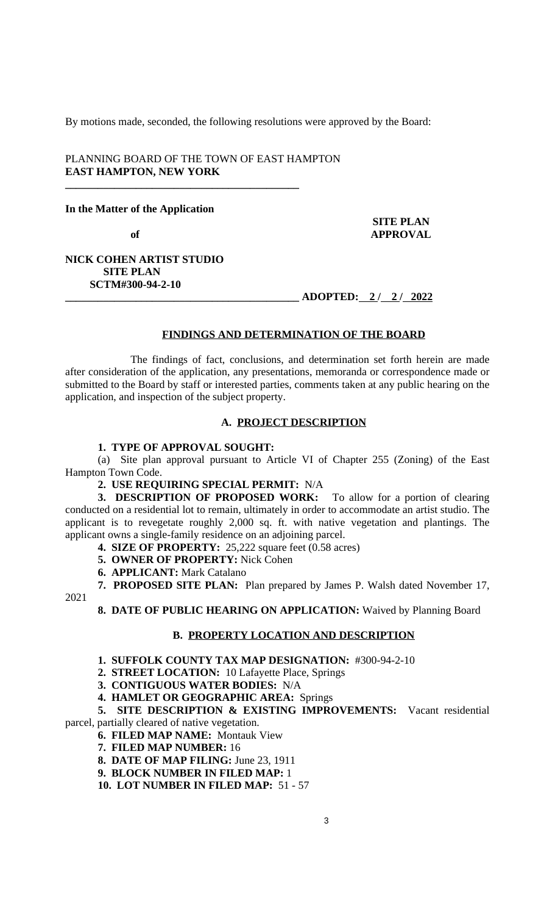By motions made, seconded, the following resolutions were approved by the Board:

PLANNING BOARD OF THE TOWN OF EAST HAMPTON
**EAST HAMPTON, NEW YORK**

---

**In the Matter of the Application**

**of**

**NICK COHEN ARTIST STUDIO**
**SITE PLAN**
**SCTM#300-94-2-10**

**SITE PLAN APPROVAL**

---

**ADOPTED: 2 / 2 / 2022**

## FINDINGS AND DETERMINATION OF THE BOARD

The findings of fact, conclusions, and determination set forth herein are made after consideration of the application, any presentations, memoranda or correspondence made or submitted to the Board by staff or interested parties, comments taken at any public hearing on the application, and inspection of the subject property.

### A. PROJECT DESCRIPTION

**1. TYPE OF APPROVAL SOUGHT:**

(a) Site plan approval pursuant to Article VI of Chapter 255 (Zoning) of the East Hampton Town Code.

**2. USE REQUIRING SPECIAL PERMIT:** N/A

**3. DESCRIPTION OF PROPOSED WORK:** To allow for a portion of clearing conducted on a residential lot to remain, ultimately in order to accommodate an artist studio. The applicant is to revegetate roughly 2,000 sq. ft. with native vegetation and plantings. The applicant owns a single-family residence on an adjoining parcel.

**4. SIZE OF PROPERTY:** 25,222 square feet (0.58 acres)

**5. OWNER OF PROPERTY:** Nick Cohen

**6. APPLICANT:** Mark Catalano

**7. PROPOSED SITE PLAN:** Plan prepared by James P. Walsh dated November 17, 2021

**8. DATE OF PUBLIC HEARING ON APPLICATION:** Waived by Planning Board

### B. PROPERTY LOCATION AND DESCRIPTION

**1. SUFFOLK COUNTY TAX MAP DESIGNATION:** #300-94-2-10

**2. STREET LOCATION:** 10 Lafayette Place, Springs

**3. CONTIGUOUS WATER BODIES:** N/A

**4. HAMLET OR GEOGRAPHIC AREA:** Springs

**5. SITE DESCRIPTION & EXISTING IMPROVEMENTS:** Vacant residential parcel, partially cleared of native vegetation.

**6. FILED MAP NAME:** Montauk View

**7. FILED MAP NUMBER:** 16

**8. DATE OF MAP FILING:** June 23, 1911

**9. BLOCK NUMBER IN FILED MAP:** 1

**10. LOT NUMBER IN FILED MAP:** 51 - 57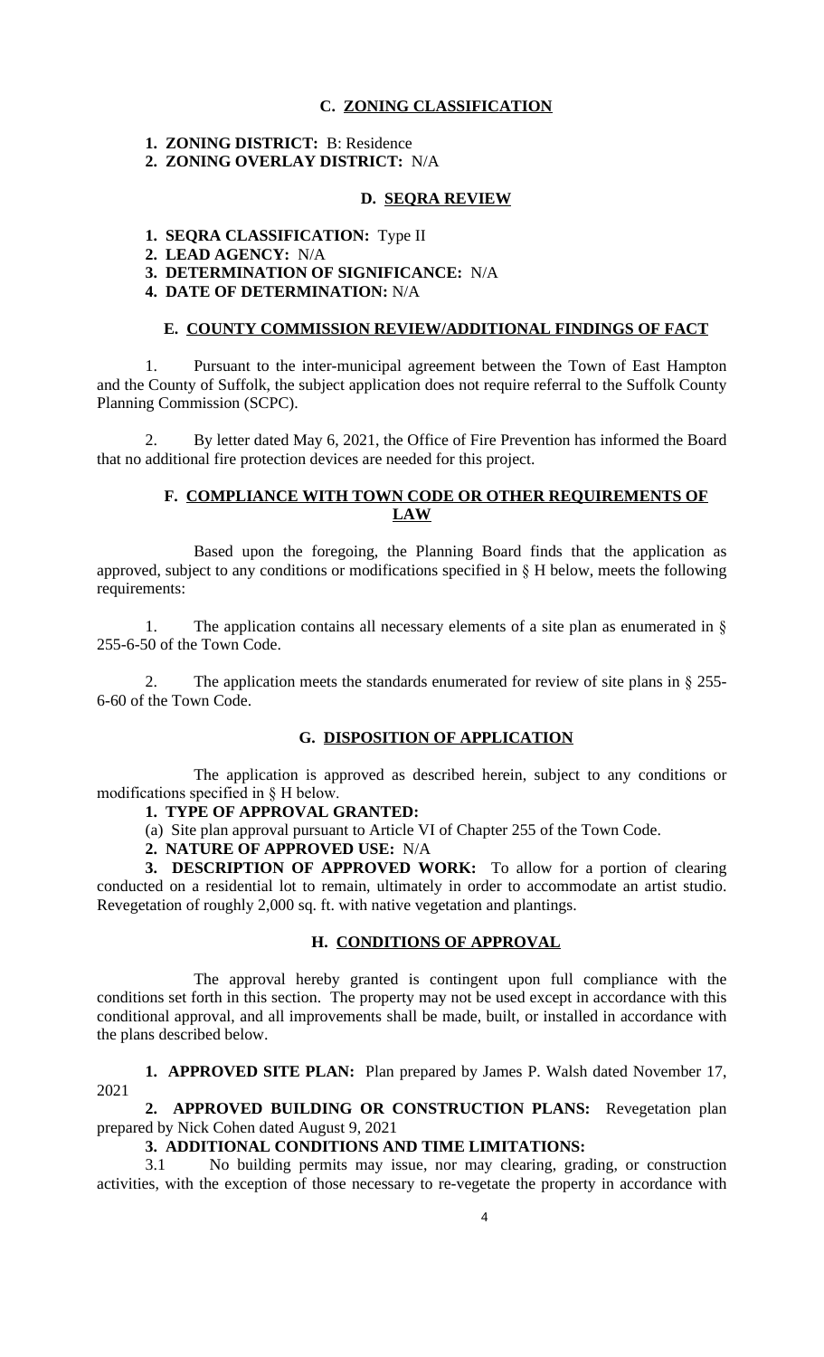## C. ZONING CLASSIFICATION

**1. ZONING DISTRICT:** B: Residence

**2. ZONING OVERLAY DISTRICT:** N/A

## D. SEQRA REVIEW

**1. SEQRA CLASSIFICATION:** Type II

**2. LEAD AGENCY:** N/A

**3. DETERMINATION OF SIGNIFICANCE:** N/A

**4. DATE OF DETERMINATION:** N/A

## E. COUNTY COMMISSION REVIEW/ADDITIONAL FINDINGS OF FACT

1. Pursuant to the inter-municipal agreement between the Town of East Hampton and the County of Suffolk, the subject application does not require referral to the Suffolk County Planning Commission (SCPC).

2. By letter dated May 6, 2021, the Office of Fire Prevention has informed the Board that no additional fire protection devices are needed for this project.

## F. COMPLIANCE WITH TOWN CODE OR OTHER REQUIREMENTS OF LAW

Based upon the foregoing, the Planning Board finds that the application as approved, subject to any conditions or modifications specified in § H below, meets the following requirements:

1. The application contains all necessary elements of a site plan as enumerated in § 255-6-50 of the Town Code.

2. The application meets the standards enumerated for review of site plans in § 255-6-60 of the Town Code.

## G. DISPOSITION OF APPLICATION

The application is approved as described herein, subject to any conditions or modifications specified in § H below.

**1. TYPE OF APPROVAL GRANTED:**

(a) Site plan approval pursuant to Article VI of Chapter 255 of the Town Code.

**2. NATURE OF APPROVED USE:** N/A

**3. DESCRIPTION OF APPROVED WORK:** To allow for a portion of clearing conducted on a residential lot to remain, ultimately in order to accommodate an artist studio. Revegetation of roughly 2,000 sq. ft. with native vegetation and plantings.

## H. CONDITIONS OF APPROVAL

The approval hereby granted is contingent upon full compliance with the conditions set forth in this section. The property may not be used except in accordance with this conditional approval, and all improvements shall be made, built, or installed in accordance with the plans described below.

**1. APPROVED SITE PLAN:** Plan prepared by James P. Walsh dated November 17, 2021

**2. APPROVED BUILDING OR CONSTRUCTION PLANS:** Revegetation plan prepared by Nick Cohen dated August 9, 2021

**3. ADDITIONAL CONDITIONS AND TIME LIMITATIONS:**

3.1 No building permits may issue, nor may clearing, grading, or construction activities, with the exception of those necessary to re-vegetate the property in accordance with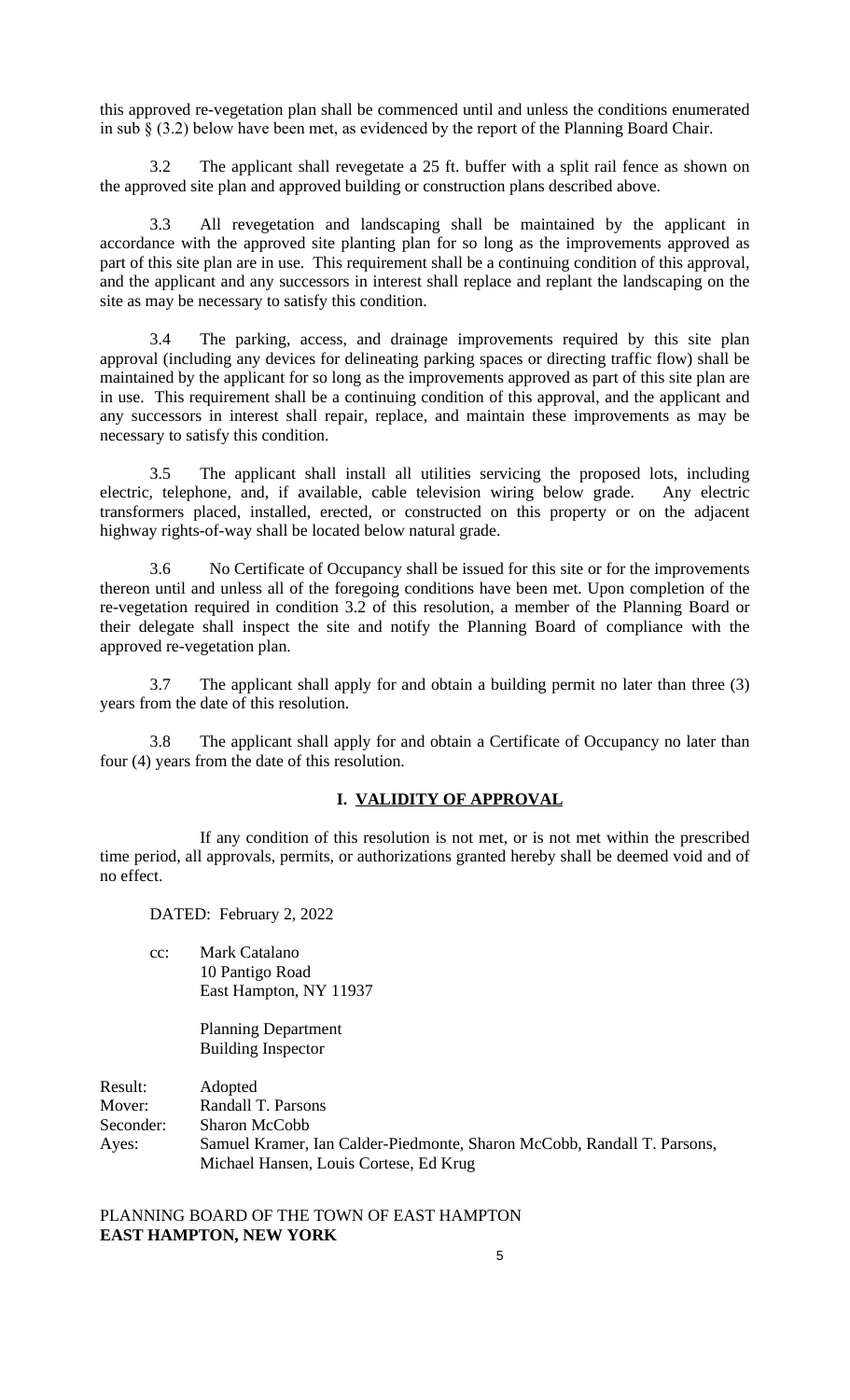this approved re-vegetation plan shall be commenced until and unless the conditions enumerated in sub § (3.2) below have been met, as evidenced by the report of the Planning Board Chair.

3.2 The applicant shall revegetate a 25 ft. buffer with a split rail fence as shown on the approved site plan and approved building or construction plans described above.

3.3 All revegetation and landscaping shall be maintained by the applicant in accordance with the approved site planting plan for so long as the improvements approved as part of this site plan are in use. This requirement shall be a continuing condition of this approval, and the applicant and any successors in interest shall replace and replant the landscaping on the site as may be necessary to satisfy this condition.

3.4 The parking, access, and drainage improvements required by this site plan approval (including any devices for delineating parking spaces or directing traffic flow) shall be maintained by the applicant for so long as the improvements approved as part of this site plan are in use. This requirement shall be a continuing condition of this approval, and the applicant and any successors in interest shall repair, replace, and maintain these improvements as may be necessary to satisfy this condition.

3.5 The applicant shall install all utilities servicing the proposed lots, including electric, telephone, and, if available, cable television wiring below grade. Any electric transformers placed, installed, erected, or constructed on this property or on the adjacent highway rights-of-way shall be located below natural grade.

3.6 No Certificate of Occupancy shall be issued for this site or for the improvements thereon until and unless all of the foregoing conditions have been met. Upon completion of the re-vegetation required in condition 3.2 of this resolution, a member of the Planning Board or their delegate shall inspect the site and notify the Planning Board of compliance with the approved re-vegetation plan.

3.7 The applicant shall apply for and obtain a building permit no later than three (3) years from the date of this resolution.

3.8 The applicant shall apply for and obtain a Certificate of Occupancy no later than four (4) years from the date of this resolution.

## I. VALIDITY OF APPROVAL

If any condition of this resolution is not met, or is not met within the prescribed time period, all approvals, permits, or authorizations granted hereby shall be deemed void and of no effect.

DATED: February 2, 2022

cc: Mark Catalano
10 Pantigo Road
East Hampton, NY 11937

Planning Department
Building Inspector

Result: Adopted
Mover: Randall T. Parsons
Seconder: Sharon McCobb
Ayes: Samuel Kramer, Ian Calder-Piedmonte, Sharon McCobb, Randall T. Parsons, Michael Hansen, Louis Cortese, Ed Krug

PLANNING BOARD OF THE TOWN OF EAST HAMPTON
**EAST HAMPTON, NEW YORK**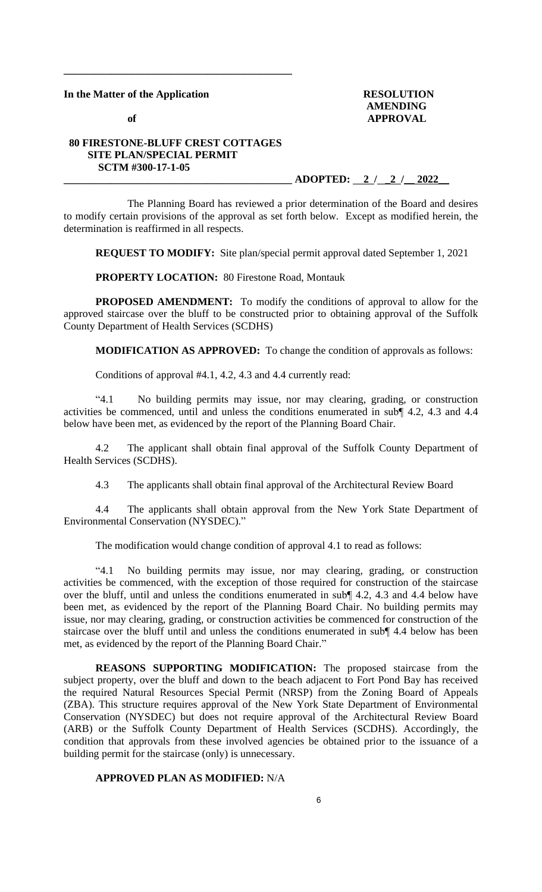**In the Matter of the Application**

**of**

**80 FIRESTONE-BLUFF CREST COTTAGES**
**SITE PLAN/SPECIAL PERMIT**
**SCTM #300-17-1-05**

**RESOLUTION AMENDING APPROVAL**

**ADOPTED: 2 / 2 / 2022**

The Planning Board has reviewed a prior determination of the Board and desires to modify certain provisions of the approval as set forth below. Except as modified herein, the determination is reaffirmed in all respects.

**REQUEST TO MODIFY:** Site plan/special permit approval dated September 1, 2021

**PROPERTY LOCATION:** 80 Firestone Road, Montauk

**PROPOSED AMENDMENT:** To modify the conditions of approval to allow for the approved staircase over the bluff to be constructed prior to obtaining approval of the Suffolk County Department of Health Services (SCDHS)

**MODIFICATION AS APPROVED:** To change the condition of approvals as follows:

Conditions of approval #4.1, 4.2, 4.3 and 4.4 currently read:

"4.1 No building permits may issue, nor may clearing, grading, or construction activities be commenced, until and unless the conditions enumerated in sub¶ 4.2, 4.3 and 4.4 below have been met, as evidenced by the report of the Planning Board Chair.

4.2 The applicant shall obtain final approval of the Suffolk County Department of Health Services (SCDHS).

4.3 The applicants shall obtain final approval of the Architectural Review Board

4.4 The applicants shall obtain approval from the New York State Department of Environmental Conservation (NYSDEC)."

The modification would change condition of approval 4.1 to read as follows:

"4.1 No building permits may issue, nor may clearing, grading, or construction activities be commenced, with the exception of those required for construction of the staircase over the bluff, until and unless the conditions enumerated in sub¶ 4.2, 4.3 and 4.4 below have been met, as evidenced by the report of the Planning Board Chair. No building permits may issue, nor may clearing, grading, or construction activities be commenced for construction of the staircase over the bluff until and unless the conditions enumerated in sub¶ 4.4 below has been met, as evidenced by the report of the Planning Board Chair."

**REASONS SUPPORTING MODIFICATION:** The proposed staircase from the subject property, over the bluff and down to the beach adjacent to Fort Pond Bay has received the required Natural Resources Special Permit (NRSP) from the Zoning Board of Appeals (ZBA). This structure requires approval of the New York State Department of Environmental Conservation (NYSDEC) but does not require approval of the Architectural Review Board (ARB) or the Suffolk County Department of Health Services (SCDHS). Accordingly, the condition that approvals from these involved agencies be obtained prior to the issuance of a building permit for the staircase (only) is unnecessary.

**APPROVED PLAN AS MODIFIED:** N/A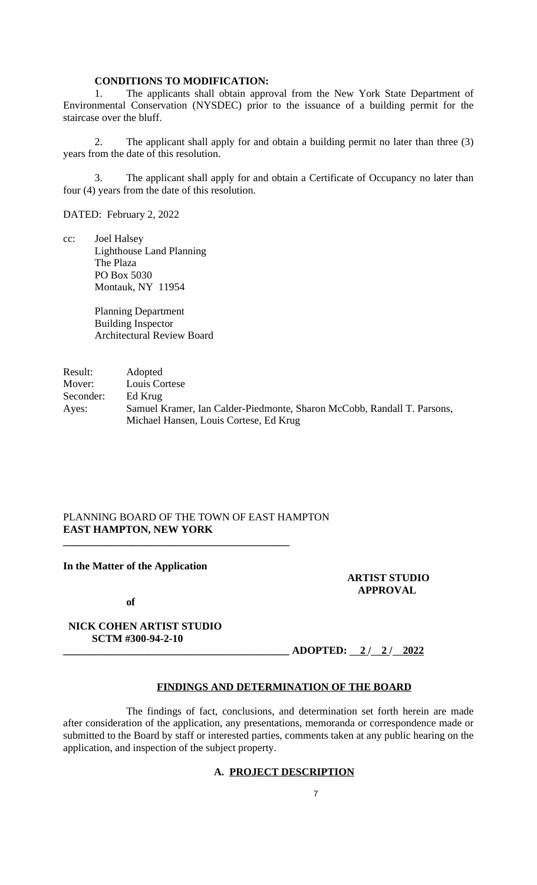**CONDITIONS TO MODIFICATION:**

1. The applicants shall obtain approval from the New York State Department of Environmental Conservation (NYSDEC) prior to the issuance of a building permit for the staircase over the bluff.

2. The applicant shall apply for and obtain a building permit no later than three (3) years from the date of this resolution.

3. The applicant shall apply for and obtain a Certificate of Occupancy no later than four (4) years from the date of this resolution.

DATED: February 2, 2022

cc: Joel Halsey
Lighthouse Land Planning
The Plaza
PO Box 5030
Montauk, NY 11954

Planning Department
Building Inspector
Architectural Review Board

Result: Adopted
Mover: Louis Cortese
Seconder: Ed Krug
Ayes: Samuel Kramer, Ian Calder-Piedmonte, Sharon McCobb, Randall T. Parsons, Michael Hansen, Louis Cortese, Ed Krug

PLANNING BOARD OF THE TOWN OF EAST HAMPTON
**EAST HAMPTON, NEW YORK**

**In the Matter of the Application**

**of**

**NICK COHEN ARTIST STUDIO**
**SCTM #300-94-2-10**

**ARTIST STUDIO APPROVAL**

**ADOPTED: 2 / 2 / 2022**

**FINDINGS AND DETERMINATION OF THE BOARD**

The findings of fact, conclusions, and determination set forth herein are made after consideration of the application, any presentations, memoranda or correspondence made or submitted to the Board by staff or interested parties, comments taken at any public hearing on the application, and inspection of the subject property.

**A. PROJECT DESCRIPTION**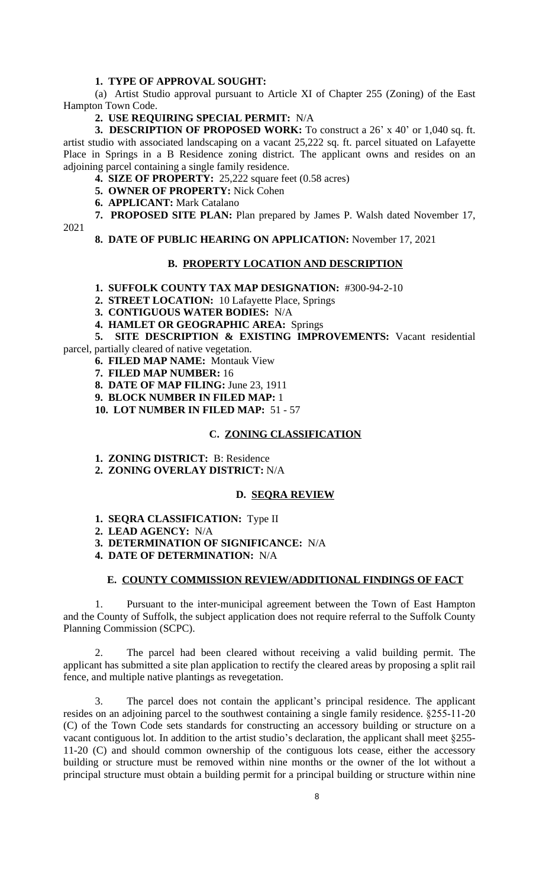**1. TYPE OF APPROVAL SOUGHT:**

(a) Artist Studio approval pursuant to Article XI of Chapter 255 (Zoning) of the East Hampton Town Code.

**2. USE REQUIRING SPECIAL PERMIT:** N/A

**3. DESCRIPTION OF PROPOSED WORK:** To construct a 26' x 40' or 1,040 sq. ft. artist studio with associated landscaping on a vacant 25,222 sq. ft. parcel situated on Lafayette Place in Springs in a B Residence zoning district. The applicant owns and resides on an adjoining parcel containing a single family residence.

**4. SIZE OF PROPERTY:** 25,222 square feet (0.58 acres)

**5. OWNER OF PROPERTY:** Nick Cohen

**6. APPLICANT:** Mark Catalano

**7. PROPOSED SITE PLAN:** Plan prepared by James P. Walsh dated November 17, 2021

**8. DATE OF PUBLIC HEARING ON APPLICATION:** November 17, 2021

## B. PROPERTY LOCATION AND DESCRIPTION

**1. SUFFOLK COUNTY TAX MAP DESIGNATION:** #300-94-2-10

**2. STREET LOCATION:** 10 Lafayette Place, Springs

**3. CONTIGUOUS WATER BODIES:** N/A

**4. HAMLET OR GEOGRAPHIC AREA:** Springs

**5. SITE DESCRIPTION & EXISTING IMPROVEMENTS:** Vacant residential parcel, partially cleared of native vegetation.

**6. FILED MAP NAME:** Montauk View

**7. FILED MAP NUMBER:** 16

**8. DATE OF MAP FILING:** June 23, 1911

**9. BLOCK NUMBER IN FILED MAP:** 1

**10. LOT NUMBER IN FILED MAP:** 51 - 57

## C. ZONING CLASSIFICATION

**1. ZONING DISTRICT:** B: Residence

**2. ZONING OVERLAY DISTRICT:** N/A

## D. SEQRA REVIEW

**1. SEQRA CLASSIFICATION:** Type II

**2. LEAD AGENCY:** N/A

**3. DETERMINATION OF SIGNIFICANCE:** N/A

**4. DATE OF DETERMINATION:** N/A

## E. COUNTY COMMISSION REVIEW/ADDITIONAL FINDINGS OF FACT

1. Pursuant to the inter-municipal agreement between the Town of East Hampton and the County of Suffolk, the subject application does not require referral to the Suffolk County Planning Commission (SCPC).

2. The parcel had been cleared without receiving a valid building permit. The applicant has submitted a site plan application to rectify the cleared areas by proposing a split rail fence, and multiple native plantings as revegetation.

3. The parcel does not contain the applicant's principal residence. The applicant resides on an adjoining parcel to the southwest containing a single family residence. §255-11-20 (C) of the Town Code sets standards for constructing an accessory building or structure on a vacant contiguous lot. In addition to the artist studio's declaration, the applicant shall meet §255-11-20 (C) and should common ownership of the contiguous lots cease, either the accessory building or structure must be removed within nine months or the owner of the lot without a principal structure must obtain a building permit for a principal building or structure within nine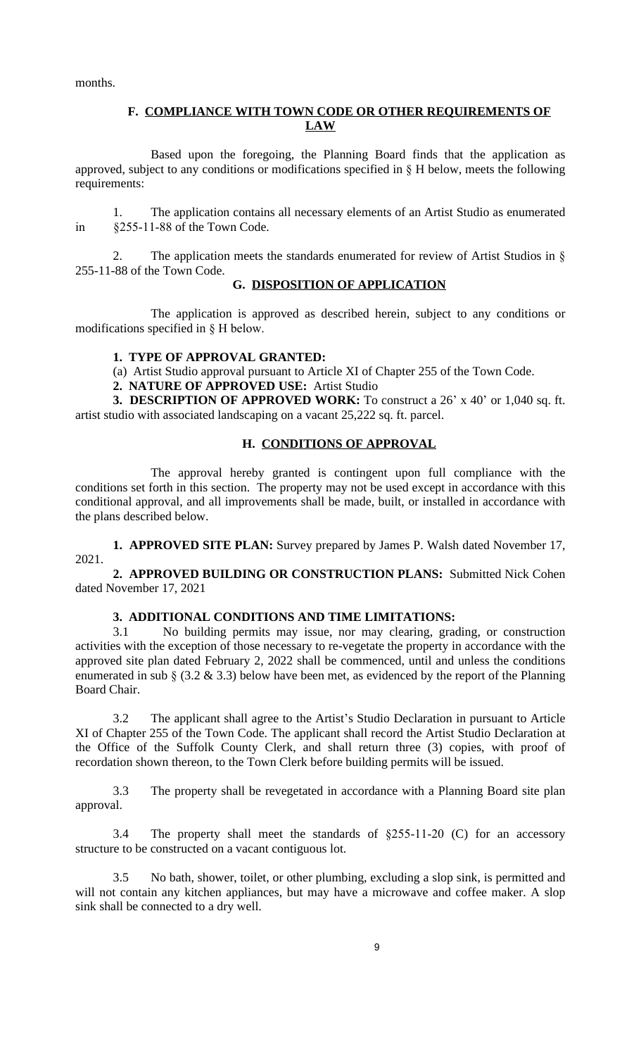months.

## F. COMPLIANCE WITH TOWN CODE OR OTHER REQUIREMENTS OF LAW

Based upon the foregoing, the Planning Board finds that the application as approved, subject to any conditions or modifications specified in § H below, meets the following requirements:

1. The application contains all necessary elements of an Artist Studio as enumerated in §255-11-88 of the Town Code.

2. The application meets the standards enumerated for review of Artist Studios in § 255-11-88 of the Town Code.

## G. DISPOSITION OF APPLICATION

The application is approved as described herein, subject to any conditions or modifications specified in § H below.

**1. TYPE OF APPROVAL GRANTED:**

(a) Artist Studio approval pursuant to Article XI of Chapter 255 of the Town Code.

**2. NATURE OF APPROVED USE:** Artist Studio

**3. DESCRIPTION OF APPROVED WORK:** To construct a 26' x 40' or 1,040 sq. ft. artist studio with associated landscaping on a vacant 25,222 sq. ft. parcel.

## H. CONDITIONS OF APPROVAL

The approval hereby granted is contingent upon full compliance with the conditions set forth in this section. The property may not be used except in accordance with this conditional approval, and all improvements shall be made, built, or installed in accordance with the plans described below.

**1. APPROVED SITE PLAN:** Survey prepared by James P. Walsh dated November 17, 2021.

**2. APPROVED BUILDING OR CONSTRUCTION PLANS:** Submitted Nick Cohen dated November 17, 2021

**3. ADDITIONAL CONDITIONS AND TIME LIMITATIONS:**

3.1 No building permits may issue, nor may clearing, grading, or construction activities with the exception of those necessary to re-vegetate the property in accordance with the approved site plan dated February 2, 2022 shall be commenced, until and unless the conditions enumerated in sub § (3.2 & 3.3) below have been met, as evidenced by the report of the Planning Board Chair.

3.2 The applicant shall agree to the Artist's Studio Declaration in pursuant to Article XI of Chapter 255 of the Town Code. The applicant shall record the Artist Studio Declaration at the Office of the Suffolk County Clerk, and shall return three (3) copies, with proof of recordation shown thereon, to the Town Clerk before building permits will be issued.

3.3 The property shall be revegetated in accordance with a Planning Board site plan approval.

3.4 The property shall meet the standards of §255-11-20 (C) for an accessory structure to be constructed on a vacant contiguous lot.

3.5 No bath, shower, toilet, or other plumbing, excluding a slop sink, is permitted and will not contain any kitchen appliances, but may have a microwave and coffee maker. A slop sink shall be connected to a dry well.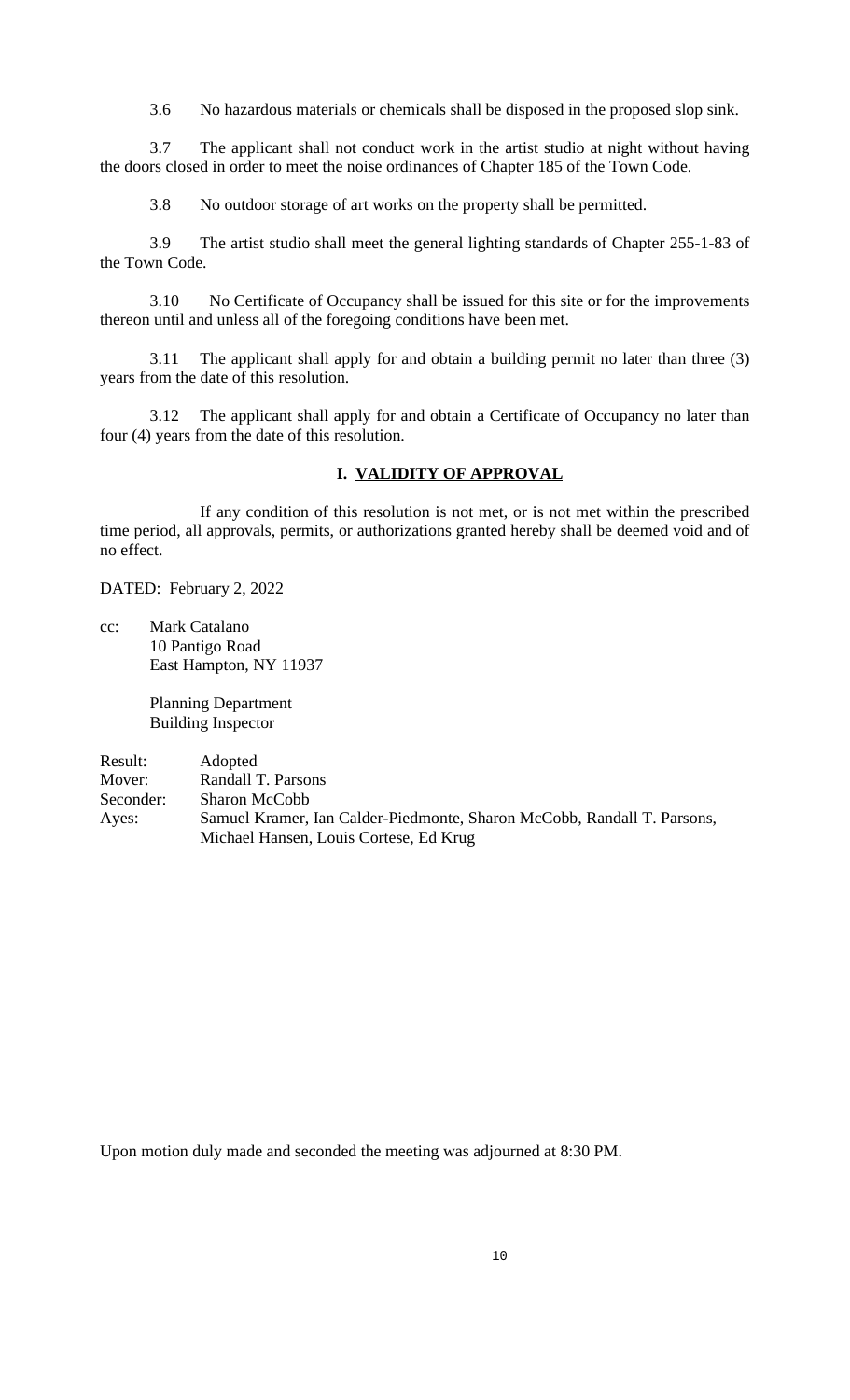3.6 No hazardous materials or chemicals shall be disposed in the proposed slop sink.

3.7 The applicant shall not conduct work in the artist studio at night without having the doors closed in order to meet the noise ordinances of Chapter 185 of the Town Code.

3.8 No outdoor storage of art works on the property shall be permitted.

3.9 The artist studio shall meet the general lighting standards of Chapter 255-1-83 of the Town Code.

3.10 No Certificate of Occupancy shall be issued for this site or for the improvements thereon until and unless all of the foregoing conditions have been met.

3.11 The applicant shall apply for and obtain a building permit no later than three (3) years from the date of this resolution.

3.12 The applicant shall apply for and obtain a Certificate of Occupancy no later than four (4) years from the date of this resolution.

## I. VALIDITY OF APPROVAL

If any condition of this resolution is not met, or is not met within the prescribed time period, all approvals, permits, or authorizations granted hereby shall be deemed void and of no effect.

DATED: February 2, 2022

cc: Mark Catalano
10 Pantigo Road
East Hampton, NY 11937

Planning Department
Building Inspector

| | |
|---|---|
| Result: | Adopted |
| Mover: | Randall T. Parsons |
| Seconder: | Sharon McCobb |
| Ayes: | Samuel Kramer, Ian Calder-Piedmonte, Sharon McCobb, Randall T. Parsons, Michael Hansen, Louis Cortese, Ed Krug |

Upon motion duly made and seconded the meeting was adjourned at 8:30 PM.